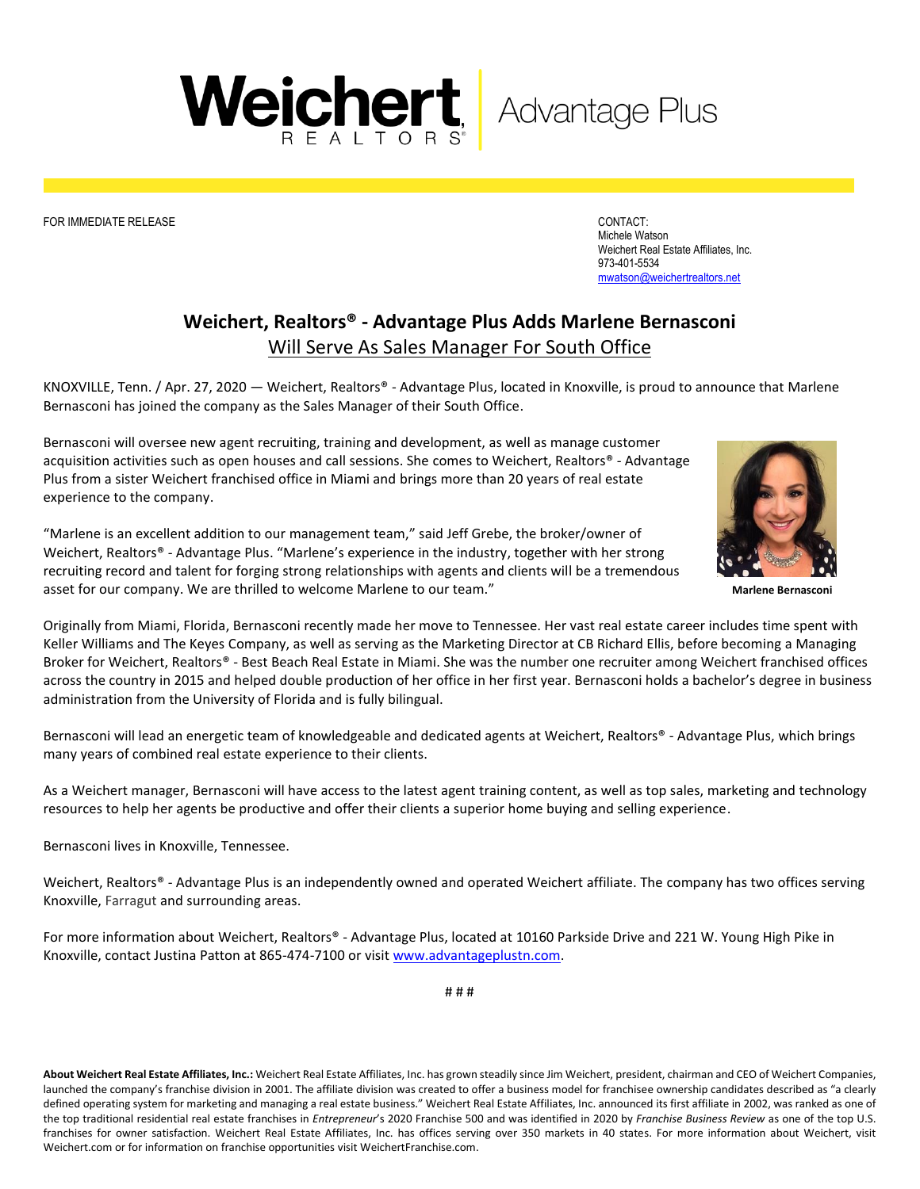Weichert, REALTORS® | Advantage Plus

FOR IMMEDIATE RELEASE

CONTACT:
Michele Watson
Weichert Real Estate Affiliates, Inc.
973-401-5534
mwatson@weichertrealtors.net

# Weichert, Realtors® - Advantage Plus Adds Marlene Bernasconi

## Will Serve As Sales Manager For South Office

KNOXVILLE, Tenn. / Apr. 27, 2020 — Weichert, Realtors® - Advantage Plus, located in Knoxville, is proud to announce that Marlene Bernasconi has joined the company as the Sales Manager of their South Office.

Bernasconi will oversee new agent recruiting, training and development, as well as manage customer acquisition activities such as open houses and call sessions. She comes to Weichert, Realtors® - Advantage Plus from a sister Weichert franchised office in Miami and brings more than 20 years of real estate experience to the company.

"Marlene is an excellent addition to our management team," said Jeff Grebe, the broker/owner of Weichert, Realtors® - Advantage Plus. "Marlene's experience in the industry, together with her strong recruiting record and talent for forging strong relationships with agents and clients will be a tremendous asset for our company. We are thrilled to welcome Marlene to our team."

**Marlene Bernasconi**

Originally from Miami, Florida, Bernasconi recently made her move to Tennessee. Her vast real estate career includes time spent with Keller Williams and The Keyes Company, as well as serving as the Marketing Director at CB Richard Ellis, before becoming a Managing Broker for Weichert, Realtors® - Best Beach Real Estate in Miami. She was the number one recruiter among Weichert franchised offices across the country in 2015 and helped double production of her office in her first year. Bernasconi holds a bachelor's degree in business administration from the University of Florida and is fully bilingual.

Bernasconi will lead an energetic team of knowledgeable and dedicated agents at Weichert, Realtors® - Advantage Plus, which brings many years of combined real estate experience to their clients.

As a Weichert manager, Bernasconi will have access to the latest agent training content, as well as top sales, marketing and technology resources to help her agents be productive and offer their clients a superior home buying and selling experience.

Bernasconi lives in Knoxville, Tennessee.

Weichert, Realtors® - Advantage Plus is an independently owned and operated Weichert affiliate. The company has two offices serving Knoxville, Farragut and surrounding areas.

For more information about Weichert, Realtors® - Advantage Plus, located at 10160 Parkside Drive and 221 W. Young High Pike in Knoxville, contact Justina Patton at 865-474-7100 or visit www.advantageplustn.com.

# # #

**About Weichert Real Estate Affiliates, Inc.:** Weichert Real Estate Affiliates, Inc. has grown steadily since Jim Weichert, president, chairman and CEO of Weichert Companies, launched the company's franchise division in 2001. The affiliate division was created to offer a business model for franchisee ownership candidates described as "a clearly defined operating system for marketing and managing a real estate business." Weichert Real Estate Affiliates, Inc. announced its first affiliate in 2002, was ranked as one of the top traditional residential real estate franchises in *Entrepreneur*'s 2020 Franchise 500 and was identified in 2020 by *Franchise Business Review* as one of the top U.S. franchises for owner satisfaction. Weichert Real Estate Affiliates, Inc. has offices serving over 350 markets in 40 states. For more information about Weichert, visit Weichert.com or for information on franchise opportunities visit WeichertFranchise.com.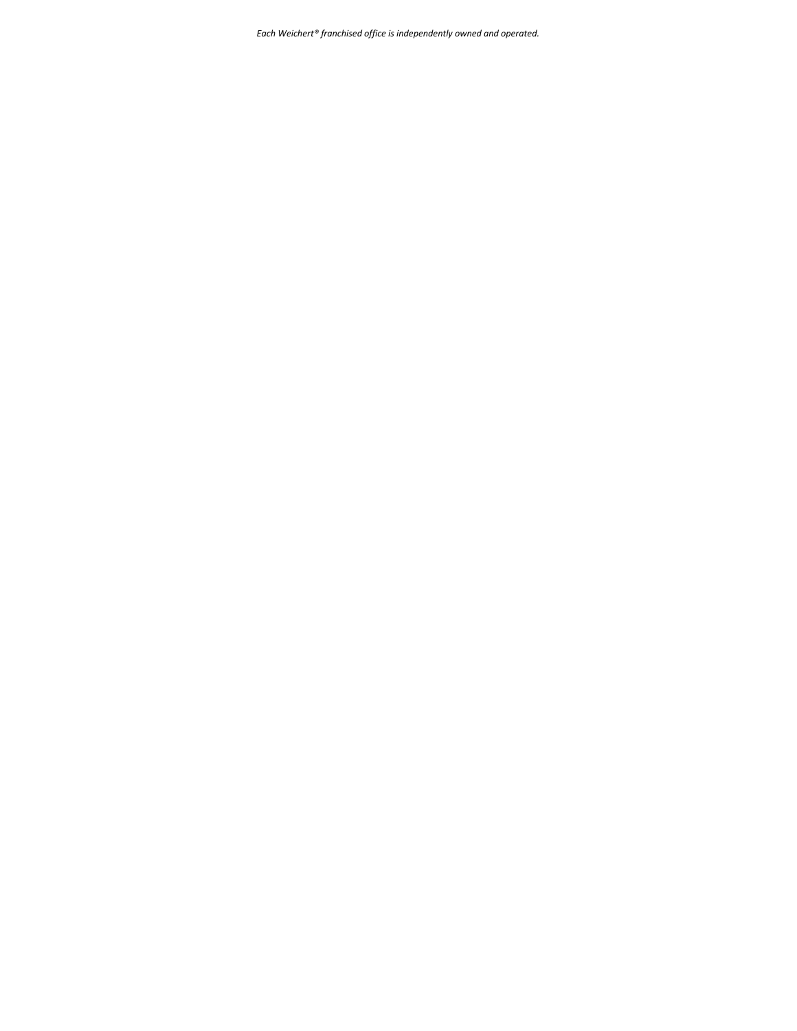*Each Weichert® franchised office is independently owned and operated.*